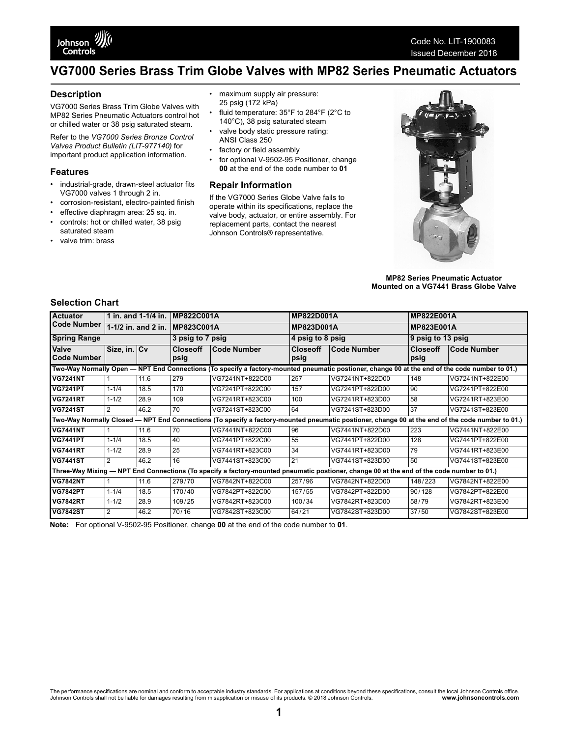# VG7000 Series Brass Trim Globe Valves with MP82 Series Pneumatic Actuators

Code No. LIT-1900083
Issued December 2018

## Description

VG7000 Series Brass Trim Globe Valves with MP82 Series Pneumatic Actuators control hot or chilled water or 38 psig saturated steam.

Refer to the *VG7000 Series Bronze Control Valves Product Bulletin (LIT-977140)* for important product application information.

## Features

- industrial-grade, drawn-steel actuator fits VG7000 valves 1 through 2 in.
- corrosion-resistant, electro-painted finish
- effective diaphragm area: 25 sq. in.
- controls: hot or chilled water, 38 psig saturated steam
- valve trim: brass
- maximum supply air pressure: 25 psig (172 kPa)
- fluid temperature: 35°F to 284°F (2°C to 140°C), 38 psig saturated steam
- valve body static pressure rating: ANSI Class 250
- factory or field assembly
- for optional V-9502-95 Positioner, change **00** at the end of the code number to **01**

## Repair Information

If the VG7000 Series Globe Valve fails to operate within its specifications, replace the valve body, actuator, or entire assembly. For replacement parts, contact the nearest Johnson Controls® representative.

**MP82 Series Pneumatic Actuator Mounted on a VG7441 Brass Globe Valve**

## Selection Chart

| Actuator Code Number | 1 in. and 1-1/4 in. | | MP822C001A | | MP822D001A | | MP822E001A | |
|---|---|---|---|---|---|---|---|---|
| | 1-1/2 in. and 2 in. | | MP823C001A | | MP823D001A | | MP823E001A | |
| **Spring Range** | | | 3 psig to 7 psig | | 4 psig to 8 psig | | 9 psig to 13 psig | |
| **Valve Code Number** | **Size, in.** | **Cv** | **Closeoff psig** | **Code Number** | **Closeoff psig** | **Code Number** | **Closeoff psig** | **Code Number** |
| **Two-Way Normally Open — NPT End Connections (To specify a factory-mounted pneumatic postioner, change 00 at the end of the code number to 01.)** | | | | | | | | |
| **VG7241NT** | 1 | 11.6 | 279 | VG7241NT+822C00 | 257 | VG7241NT+822D00 | 148 | VG7241NT+822E00 |
| **VG7241PT** | 1-1/4 | 18.5 | 170 | VG7241PT+822C00 | 157 | VG7241PT+822D00 | 90 | VG7241PT+822E00 |
| **VG7241RT** | 1-1/2 | 28.9 | 109 | VG7241RT+823C00 | 100 | VG7241RT+823D00 | 58 | VG7241RT+823E00 |
| **VG7241ST** | 2 | 46.2 | 70 | VG7241ST+823C00 | 64 | VG7241ST+823D00 | 37 | VG7241ST+823E00 |
| **Two-Way Normally Closed — NPT End Connections (To specify a factory-mounted pneumatic postioner, change 00 at the end of the code number to 01.)** | | | | | | | | |
| **VG7441NT** | 1 | 11.6 | 70 | VG7441NT+822C00 | 96 | VG7441NT+822D00 | 223 | VG7441NT+822E00 |
| **VG7441PT** | 1-1/4 | 18.5 | 40 | VG7441PT+822C00 | 55 | VG7441PT+822D00 | 128 | VG7441PT+822E00 |
| **VG7441RT** | 1-1/2 | 28.9 | 25 | VG7441RT+823C00 | 34 | VG7441RT+823D00 | 79 | VG7441RT+823E00 |
| **VG7441ST** | 2 | 46.2 | 16 | VG7441ST+823C00 | 21 | VG7441ST+823D00 | 50 | VG7441ST+823E00 |
| **Three-Way Mixing — NPT End Connections (To specify a factory-mounted pneumatic postioner, change 00 at the end of the code number to 01.)** | | | | | | | | |
| **VG7842NT** | 1 | 11.6 | 279/70 | VG7842NT+822C00 | 257/96 | VG7842NT+822D00 | 148/223 | VG7842NT+822E00 |
| **VG7842PT** | 1-1/4 | 18.5 | 170/40 | VG7842PT+822C00 | 157/55 | VG7842PT+822D00 | 90/128 | VG7842PT+822E00 |
| **VG7842RT** | 1-1/2 | 28.9 | 109/25 | VG7842RT+823C00 | 100/34 | VG7842RT+823D00 | 58/79 | VG7842RT+823E00 |
| **VG7842ST** | 2 | 46.2 | 70/16 | VG7842ST+823C00 | 64/21 | VG7842ST+823D00 | 37/50 | VG7842ST+823E00 |

**Note:** For optional V-9502-95 Positioner, change **00** at the end of the code number to **01**.

The performance specifications are nominal and conform to acceptable industry standards. For applications at conditions beyond these specifications, consult the local Johnson Controls office. Johnson Controls shall not be liable for damages resulting from misapplication or misuse of its products. © 2018 Johnson Controls. **www.johnsoncontrols.com**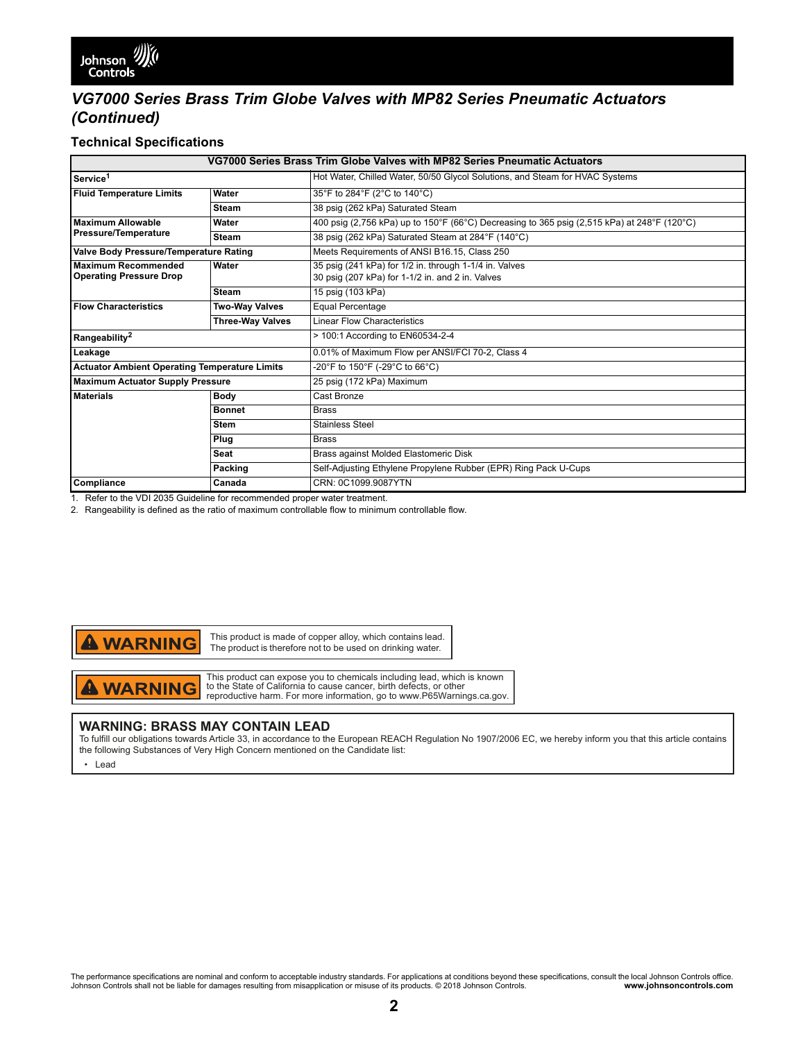## *VG7000 Series Brass Trim Globe Valves with MP82 Series Pneumatic Actuators (Continued)*

### Technical Specifications

| VG7000 Series Brass Trim Globe Valves with MP82 Series Pneumatic Actuators | | |
|---|---|---|
| **Service**[1] | | Hot Water, Chilled Water, 50/50 Glycol Solutions, and Steam for HVAC Systems |
| **Fluid Temperature Limits** | **Water** | 35°F to 284°F (2°C to 140°C) |
| | **Steam** | 38 psig (262 kPa) Saturated Steam |
| **Maximum Allowable Pressure/Temperature** | **Water** | 400 psig (2,756 kPa) up to 150°F (66°C) Decreasing to 365 psig (2,515 kPa) at 248°F (120°C) |
| | **Steam** | 38 psig (262 kPa) Saturated Steam at 284°F (140°C) |
| **Valve Body Pressure/Temperature Rating** | | Meets Requirements of ANSI B16.15, Class 250 |
| **Maximum Recommended Operating Pressure Drop** | **Water** | 35 psig (241 kPa) for 1/2 in. through 1-1/4 in. Valves<br>30 psig (207 kPa) for 1-1/2 in. and 2 in. Valves |
| | **Steam** | 15 psig (103 kPa) |
| **Flow Characteristics** | **Two-Way Valves** | Equal Percentage |
| | **Three-Way Valves** | Linear Flow Characteristics |
| **Rangeability**[2] | | > 100:1 According to EN60534-2-4 |
| **Leakage** | | 0.01% of Maximum Flow per ANSI/FCI 70-2, Class 4 |
| **Actuator Ambient Operating Temperature Limits** | | -20°F to 150°F (-29°C to 66°C) |
| **Maximum Actuator Supply Pressure** | | 25 psig (172 kPa) Maximum |
| **Materials** | **Body** | Cast Bronze |
| | **Bonnet** | Brass |
| | **Stem** | Stainless Steel |
| | **Plug** | Brass |
| | **Seat** | Brass against Molded Elastomeric Disk |
| | **Packing** | Self-Adjusting Ethylene Propylene Rubber (EPR) Ring Pack U-Cups |
| **Compliance** | **Canada** | CRN: 0C1099.9087YTN |

1. Refer to the VDI 2035 Guideline for recommended proper water treatment.
2. Rangeability is defined as the ratio of maximum controllable flow to minimum controllable flow.

**⚠ WARNING** This product is made of copper alloy, which contains lead. The product is therefore not to be used on drinking water.

**⚠ WARNING** This product can expose you to chemicals including lead, which is known to the State of California to cause cancer, birth defects, or other reproductive harm. For more information, go to www.P65Warnings.ca.gov.

**WARNING: BRASS MAY CONTAIN LEAD**

To fulfill our obligations towards Article 33, in accordance to the European REACH Regulation No 1907/2006 EC, we hereby inform you that this article contains the following Substances of Very High Concern mentioned on the Candidate list:

- Lead

The performance specifications are nominal and conform to acceptable industry standards. For applications at conditions beyond these specifications, consult the local Johnson Controls office. Johnson Controls shall not be liable for damages resulting from misapplication or misuse of its products. © 2018 Johnson Controls. **www.johnsoncontrols.com**